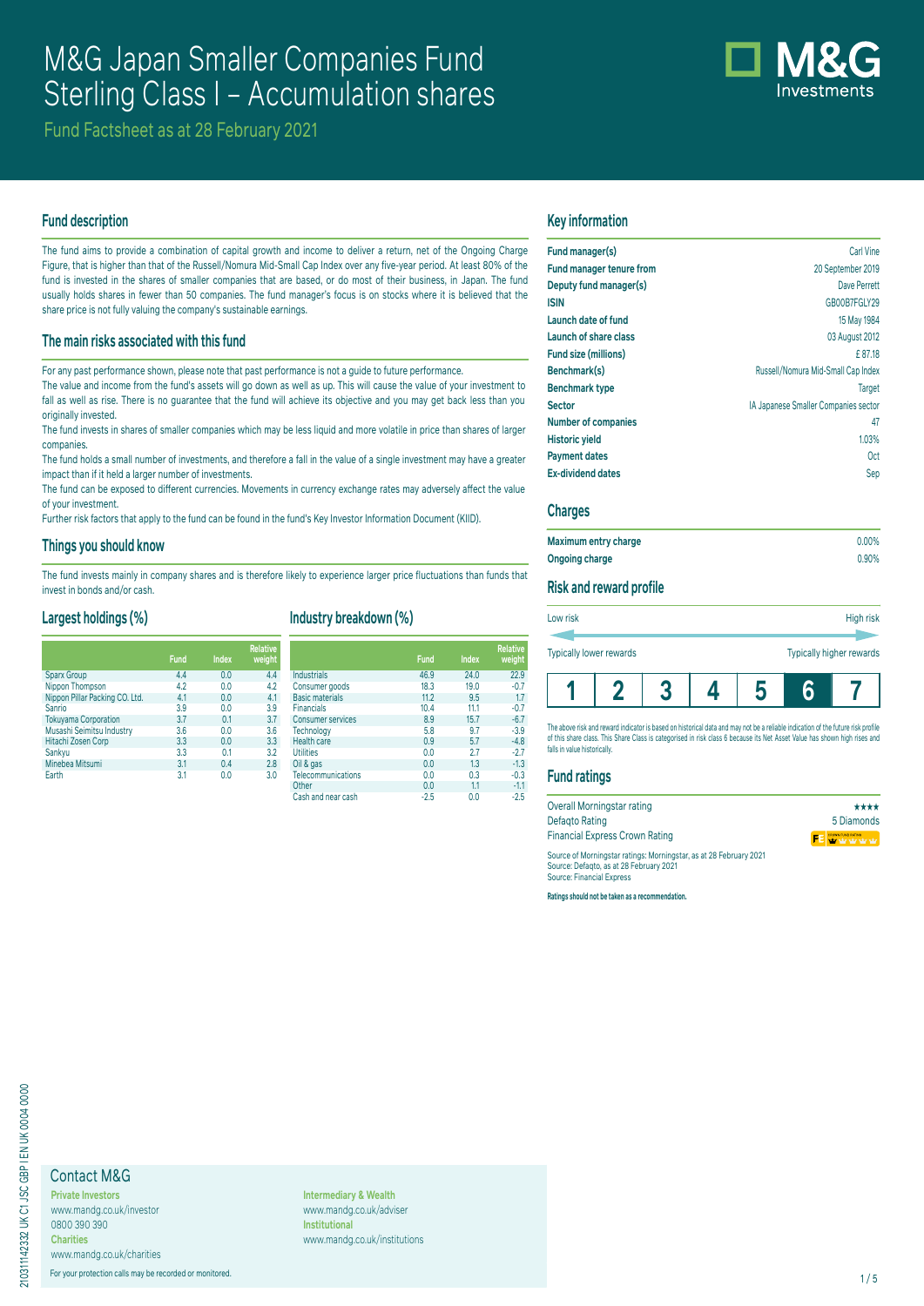# M&G Japan Smaller Companies Fund
# Sterling Class I – Accumulation shares

Fund Factsheet as at 28 February 2021

## Fund description

The fund aims to provide a combination of capital growth and income to deliver a return, net of the Ongoing Charge Figure, that is higher than that of the Russell/Nomura Mid-Small Cap Index over any five-year period. At least 80% of the fund is invested in the shares of smaller companies that are based, or do most of their business, in Japan. The fund usually holds shares in fewer than 50 companies. The fund manager's focus is on stocks where it is believed that the share price is not fully valuing the company's sustainable earnings.

## The main risks associated with this fund

For any past performance shown, please note that past performance is not a guide to future performance.

The value and income from the fund's assets will go down as well as up. This will cause the value of your investment to fall as well as rise. There is no guarantee that the fund will achieve its objective and you may get back less than you originally invested.

The fund invests in shares of smaller companies which may be less liquid and more volatile in price than shares of larger companies.

The fund holds a small number of investments, and therefore a fall in the value of a single investment may have a greater impact than if it held a larger number of investments.

The fund can be exposed to different currencies. Movements in currency exchange rates may adversely affect the value of your investment.

Further risk factors that apply to the fund can be found in the fund's Key Investor Information Document (KIID).

## Things you should know

The fund invests mainly in company shares and is therefore likely to experience larger price fluctuations than funds that invest in bonds and/or cash.

## Largest holdings (%)

| | Fund | Index | Relative weight |
|---|---|---|---|
| Sparx Group | 4.4 | 0.0 | 4.4 |
| Nippon Thompson | 4.2 | 0.0 | 4.2 |
| Nippon Pillar Packing CO. Ltd. | 4.1 | 0.0 | 4.1 |
| Sanrio | 3.9 | 0.0 | 3.9 |
| Tokuyama Corporation | 3.7 | 0.1 | 3.7 |
| Musashi Seimitsu Industry | 3.6 | 0.0 | 3.6 |
| Hitachi Zosen Corp | 3.3 | 0.0 | 3.3 |
| Sankyu | 3.3 | 0.1 | 3.2 |
| Minebea Mitsumi | 3.1 | 0.4 | 2.8 |
| Earth | 3.1 | 0.0 | 3.0 |

## Industry breakdown (%)

| | Fund | Index | Relative weight |
|---|---|---|---|
| Industrials | 46.9 | 24.0 | 22.9 |
| Consumer goods | 18.3 | 19.0 | -0.7 |
| Basic materials | 11.2 | 9.5 | 1.7 |
| Financials | 10.4 | 11.1 | -0.7 |
| Consumer services | 8.9 | 15.7 | -6.7 |
| Technology | 5.8 | 9.7 | -3.9 |
| Health care | 0.9 | 5.7 | -4.8 |
| Utilities | 0.0 | 2.7 | -2.7 |
| Oil & gas | 0.0 | 1.3 | -1.3 |
| Telecommunications | 0.0 | 0.3 | -0.3 |
| Other | 0.0 | 1.1 | -1.1 |
| Cash and near cash | -2.5 | 0.0 | -2.5 |

## Key information

| | |
|---|---|
| **Fund manager(s)** | Carl Vine |
| **Fund manager tenure from** | 20 September 2019 |
| **Deputy fund manager(s)** | Dave Perrett |
| **ISIN** | GB00B7FGLY29 |
| **Launch date of fund** | 15 May 1984 |
| **Launch of share class** | 03 August 2012 |
| **Fund size (millions)** | £ 87.18 |
| **Benchmark(s)** | Russell/Nomura Mid-Small Cap Index |
| **Benchmark type** | Target |
| **Sector** | IA Japanese Smaller Companies sector |
| **Number of companies** | 47 |
| **Historic yield** | 1.03% |
| **Payment dates** | Oct |
| **Ex-dividend dates** | Sep |

## Charges

| | |
|---|---|
| **Maximum entry charge** | 0.00% |
| **Ongoing charge** | 0.90% |

## Risk and reward profile

Low risk — High risk

Typically lower rewards — Typically higher rewards

| 1 | 2 | 3 | 4 | 5 | **6** | 7 |
|---|---|---|---|---|---|---|

The above risk and reward indicator is based on historical data and may not be a reliable indication of the future risk profile of this share class. This Share Class is categorised in risk class 6 because its Net Asset Value has shown high rises and falls in value historically.

## Fund ratings

| | |
|---|---|
| Overall Morningstar rating | ★★★★ |
| Defaqto Rating | 5 Diamonds |
| Financial Express Crown Rating | |

Source of Morningstar ratings: Morningstar, as at 28 February 2021
Source: Defaqto, as at 28 February 2021
Source: Financial Express

**Ratings should not be taken as a recommendation.**

## Contact M&G

**Private Investors**
www.mandg.co.uk/investor
0800 390 390

**Charities**
www.mandg.co.uk/charities

**Intermediary & Wealth**
www.mandg.co.uk/adviser

**Institutional**
www.mandg.co.uk/institutions

For your protection calls may be recorded or monitored.

210311142332 UK C1 JSC GBP I EN UK 0004 0000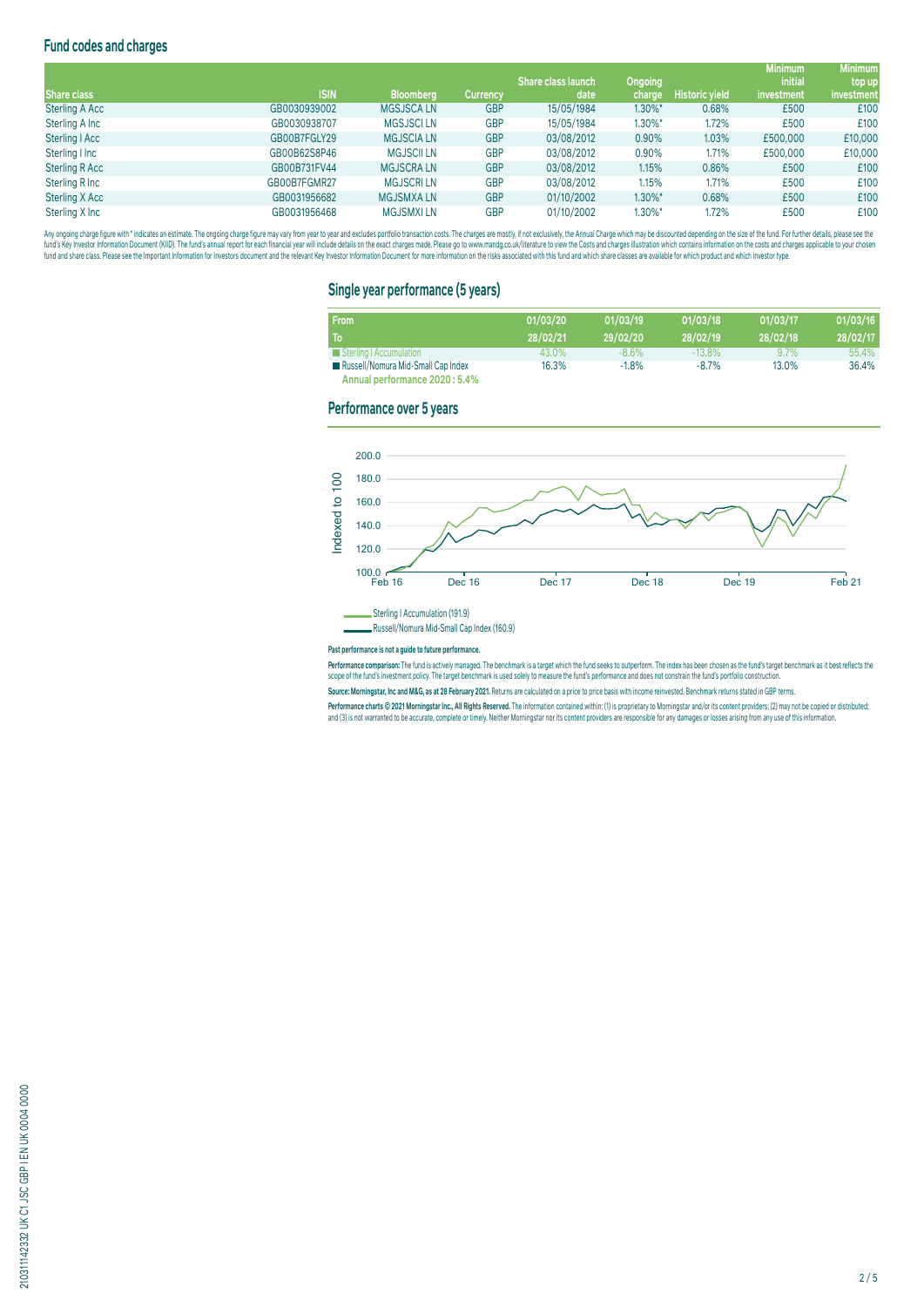## Fund codes and charges

| Share class | ISIN | Bloomberg | Currency | Share class launch date | Ongoing charge | Historic yield | Minimum initial investment | Minimum top up investment |
|---|---|---|---|---|---|---|---|---|
| Sterling A Acc | GB0030939002 | MGSJSCA LN | GBP | 15/05/1984 | 1.30%* | 0.68% | £500 | £100 |
| Sterling A Inc | GB0030938707 | MGSJSCI LN | GBP | 15/05/1984 | 1.30%* | 1.72% | £500 | £100 |
| Sterling I Acc | GB00B7FGLY29 | MGJSCIA LN | GBP | 03/08/2012 | 0.90% | 1.03% | £500,000 | £10,000 |
| Sterling I Inc | GB00B62S8P46 | MGJSCII LN | GBP | 03/08/2012 | 0.90% | 1.71% | £500,000 | £10,000 |
| Sterling R Acc | GB00B731FV44 | MGJSCRA LN | GBP | 03/08/2012 | 1.15% | 0.86% | £500 | £100 |
| Sterling R Inc | GB00B7FGMR27 | MGJSCRI LN | GBP | 03/08/2012 | 1.15% | 1.71% | £500 | £100 |
| Sterling X Acc | GB0031956682 | MGJSMXA LN | GBP | 01/10/2002 | 1.30%* | 0.68% | £500 | £100 |
| Sterling X Inc | GB0031956468 | MGJSMXI LN | GBP | 01/10/2002 | 1.30%* | 1.72% | £500 | £100 |

Any ongoing charge figure with * indicates an estimate. The ongoing charge figure may vary from year to year and excludes portfolio transaction costs. The charges are mostly, if not exclusively, the Annual Charge which may be discounted depending on the size of the fund. For further details, please see the fund's Key Investor Information Document (KIID). The fund's annual report for each financial year will include details on the exact charges made. Please go to www.mandg.co.uk/literature to view the Costs and charges illustration which contains information on the costs and charges applicable to your chosen fund and share class. Please see the Important Information for Investors document and the relevant Key Investor Information Document for more information on the risks associated with this fund and which share classes are available for which product and which investor type.

## Single year performance (5 years)

| From / To | 01/03/20 – 28/02/21 | 01/03/19 – 29/02/20 | 01/03/18 – 28/02/19 | 01/03/17 – 28/02/18 | 01/03/16 – 28/02/17 |
|---|---|---|---|---|---|
| Sterling I Accumulation | 43.0% | -8.6% | -13.8% | 9.7% | 55.4% |
| Russell/Nomura Mid-Small Cap Index | 16.3% | -1.8% | -8.7% | 13.0% | 36.4% |

**Annual performance 2020 : 5.4%**

## Performance over 5 years

Sterling I Accumulation (191.9)

Russell/Nomura Mid-Small Cap Index (160.9)

**Past performance is not a guide to future performance.**

**Performance comparison:** The fund is actively managed. The benchmark is a target which the fund seeks to outperform. The index has been chosen as the fund's target benchmark as it best reflects the scope of the fund's investment policy. The target benchmark is used solely to measure the fund's performance and does not constrain the fund's portfolio construction.

**Source: Morningstar, Inc and M&G, as at 28 February 2021.** Returns are calculated on a price to price basis with income reinvested. Benchmark returns stated in GBP terms.

**Performance charts © 2021 Morningstar Inc., All Rights Reserved.** The information contained within: (1) is proprietary to Morningstar and/or its content providers; (2) may not be copied or distributed; and (3) is not warranted to be accurate, complete or timely. Neither Morningstar nor its content providers are responsible for any damages or losses arising from any use of this information.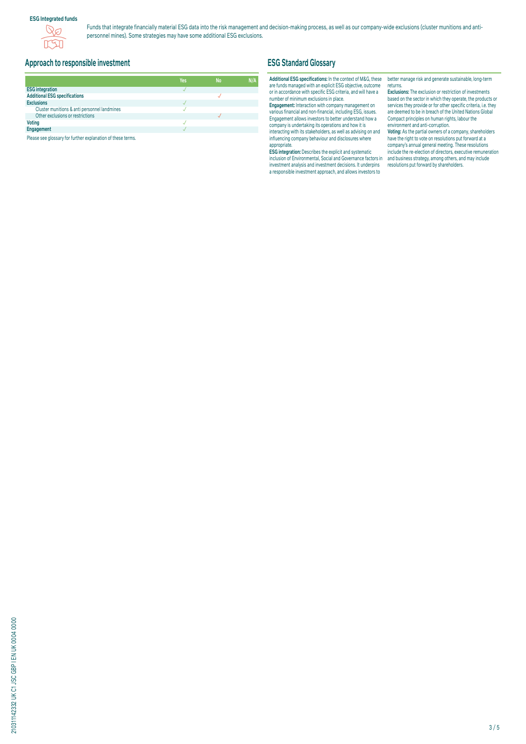**ESG Integrated funds**

Funds that integrate financially material ESG data into the risk management and decision-making process, as well as our company-wide exclusions (cluster munitions and anti-personnel mines). Some strategies may have some additional ESG exclusions.

## Approach to responsible investment

| | Yes | No | N/A |
|---|---|---|---|
| **ESG integration** | ✓ | | |
| **Additional ESG specifications** | | ✓ | |
| **Exclusions** | ✓ | | |
| Cluster munitions & anti personnel landmines | ✓ | | |
| Other exclusions or restrictions | | ✓ | |
| **Voting** | ✓ | | |
| **Engagement** | ✓ | | |

Please see glossary for further explanation of these terms.

## ESG Standard Glossary

**Additional ESG specifications:** In the context of M&G, these are funds managed with an explicit ESG objective, outcome or in accordance with specific ESG criteria, and will have a number of minimum exclusions in place.

**Engagement:** Interaction with company management on various financial and non-financial, including ESG, issues. Engagement allows investors to better understand how a company is undertaking its operations and how it is interacting with its stakeholders, as well as advising on and influencing company behaviour and disclosures where appropriate.

**ESG integration:** Describes the explicit and systematic inclusion of Environmental, Social and Governance factors in investment analysis and investment decisions. It underpins a responsible investment approach, and allows investors to better manage risk and generate sustainable, long-term returns.

**Exclusions:** The exclusion or restriction of investments based on the sector in which they operate, the products or services they provide or for other specific criteria, i.e. they are deemed to be in breach of the United Nations Global Compact principles on human rights, labour the environment and anti-corruption.

**Voting:** As the partial owners of a company, shareholders have the right to vote on resolutions put forward at a company's annual general meeting. These resolutions include the re-election of directors, executive remuneration and business strategy, among others, and may include resolutions put forward by shareholders.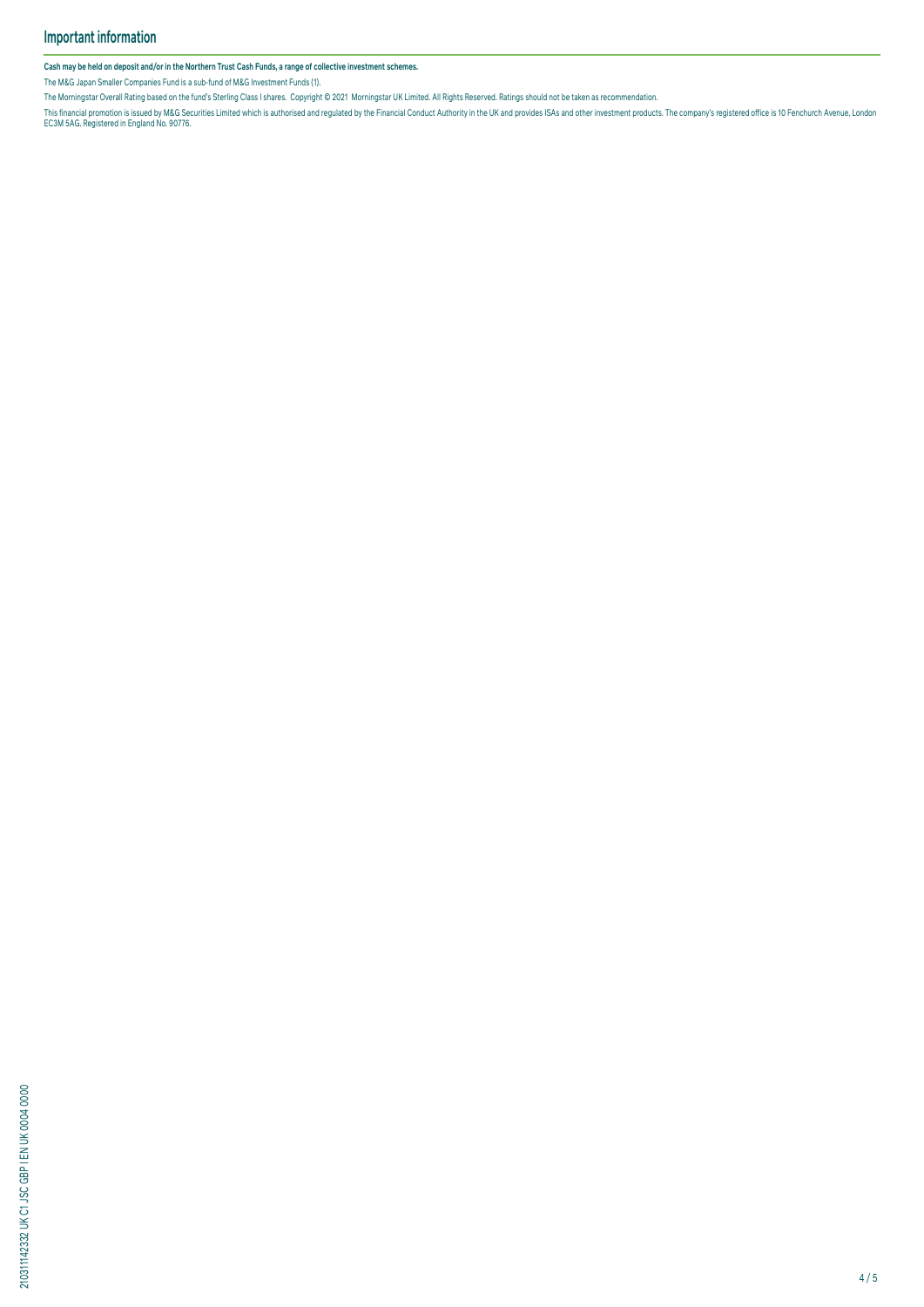## Important information

**Cash may be held on deposit and/or in the Northern Trust Cash Funds, a range of collective investment schemes.**

The M&G Japan Smaller Companies Fund is a sub-fund of M&G Investment Funds (1).

The Morningstar Overall Rating based on the fund's Sterling Class I shares. Copyright © 2021 Morningstar UK Limited. All Rights Reserved. Ratings should not be taken as recommendation.

This financial promotion is issued by M&G Securities Limited which is authorised and regulated by the Financial Conduct Authority in the UK and provides ISAs and other investment products. The company's registered office is 10 Fenchurch Avenue, London EC3M 5AG. Registered in England No. 90776.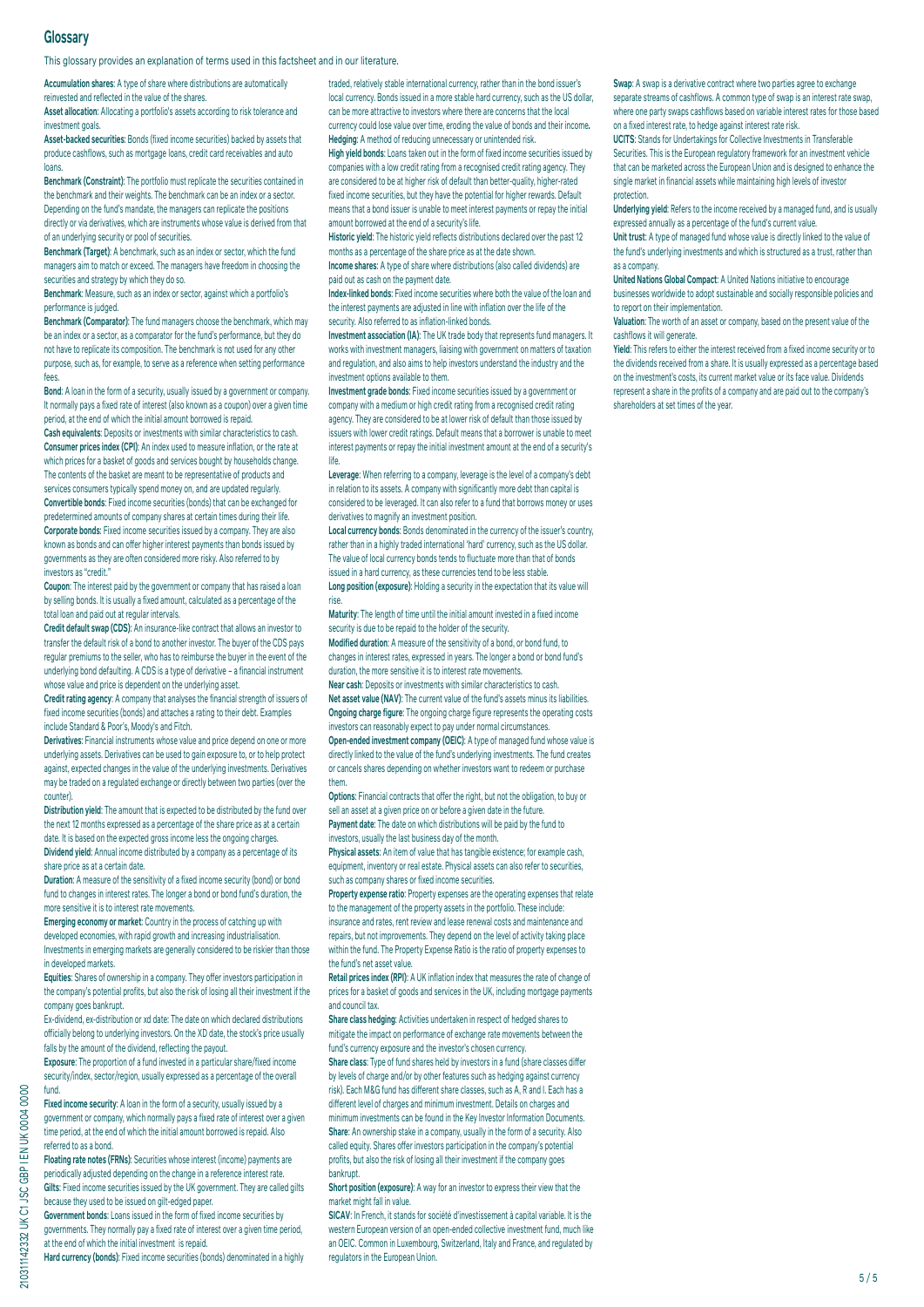## Glossary

This glossary provides an explanation of terms used in this factsheet and in our literature.

**Accumulation shares**: A type of share where distributions are automatically reinvested and reflected in the value of the shares.

**Asset allocation**: Allocating a portfolio's assets according to risk tolerance and investment goals.

**Asset-backed securities**: Bonds (fixed income securities) backed by assets that produce cashflows, such as mortgage loans, credit card receivables and auto loans.

**Benchmark (Constraint)**: The portfolio must replicate the securities contained in the benchmark and their weights. The benchmark can be an index or a sector. Depending on the fund's mandate, the managers can replicate the positions directly or via derivatives, which are instruments whose value is derived from that of an underlying security or pool of securities.

**Benchmark (Target)**: A benchmark, such as an index or sector, which the fund managers aim to match or exceed. The managers have freedom in choosing the securities and strategy by which they do so.

**Benchmark**: Measure, such as an index or sector, against which a portfolio's performance is judged.

**Benchmark (Comparator)**: The fund managers choose the benchmark, which may be an index or a sector, as a comparator for the fund's performance, but they do not have to replicate its composition. The benchmark is not used for any other purpose, such as, for example, to serve as a reference when setting performance fees.

**Bond**: A loan in the form of a security, usually issued by a government or company. It normally pays a fixed rate of interest (also known as a coupon) over a given time period, at the end of which the initial amount borrowed is repaid.

**Cash equivalents**: Deposits or investments with similar characteristics to cash.

**Consumer prices index (CPI)**: An index used to measure inflation, or the rate at which prices for a basket of goods and services bought by households change. The contents of the basket are meant to be representative of products and services consumers typically spend money on, and are updated regularly.

**Convertible bonds**: Fixed income securities (bonds) that can be exchanged for predetermined amounts of company shares at certain times during their life.

**Corporate bonds**: Fixed income securities issued by a company. They are also known as bonds and can offer higher interest payments than bonds issued by governments as they are often considered more risky. Also referred to by investors as "credit."

**Coupon**: The interest paid by the government or company that has raised a loan by selling bonds. It is usually a fixed amount, calculated as a percentage of the total loan and paid out at regular intervals.

**Credit default swap (CDS)**: An insurance-like contract that allows an investor to transfer the default risk of a bond to another investor. The buyer of the CDS pays regular premiums to the seller, who has to reimburse the buyer in the event of the underlying bond defaulting. A CDS is a type of derivative – a financial instrument whose value and price is dependent on the underlying asset.

**Credit rating agency**: A company that analyses the financial strength of issuers of fixed income securities (bonds) and attaches a rating to their debt. Examples include Standard & Poor's, Moody's and Fitch.

**Derivatives**: Financial instruments whose value and price depend on one or more underlying assets. Derivatives can be used to gain exposure to, or to help protect against, expected changes in the value of the underlying investments. Derivatives may be traded on a regulated exchange or directly between two parties (over the counter).

**Distribution yield**: The amount that is expected to be distributed by the fund over the next 12 months expressed as a percentage of the share price as at a certain date. It is based on the expected gross income less the ongoing charges.

**Dividend yield**: Annual income distributed by a company as a percentage of its share price as at a certain date.

**Duration**: A measure of the sensitivity of a fixed income security (bond) or bond fund to changes in interest rates. The longer a bond or bond fund's duration, the more sensitive it is to interest rate movements.

**Emerging economy or market**: Country in the process of catching up with developed economies, with rapid growth and increasing industrialisation. Investments in emerging markets are generally considered to be riskier than those in developed markets.

**Equities**: Shares of ownership in a company. They offer investors participation in the company's potential profits, but also the risk of losing all their investment if the company goes bankrupt.

Ex-dividend, ex-distribution or xd date: The date on which declared distributions officially belong to underlying investors. On the XD date, the stock's price usually falls by the amount of the dividend, reflecting the payout.

**Exposure**: The proportion of a fund invested in a particular share/fixed income security/index, sector/region, usually expressed as a percentage of the overall fund.

**Fixed income security**: A loan in the form of a security, usually issued by a government or company, which normally pays a fixed rate of interest over a given time period, at the end of which the initial amount borrowed is repaid. Also referred to as a bond.

**Floating rate notes (FRNs)**: Securities whose interest (income) payments are periodically adjusted depending on the change in a reference interest rate.

**Gilts**: Fixed income securities issued by the UK government. They are called gilts because they used to be issued on gilt-edged paper.

**Government bonds**: Loans issued in the form of fixed income securities by governments. They normally pay a fixed rate of interest over a given time period, at the end of which the initial investment is repaid.

**Hard currency (bonds)**: Fixed income securities (bonds) denominated in a highly traded, relatively stable international currency, rather than in the bond issuer's local currency. Bonds issued in a more stable hard currency, such as the US dollar, can be more attractive to investors where there are concerns that the local currency could lose value over time, eroding the value of bonds and their income.

**Hedging**: A method of reducing unnecessary or unintended risk.

**High yield bonds**: Loans taken out in the form of fixed income securities issued by companies with a low credit rating from a recognised credit rating agency. They are considered to be at higher risk of default than better-quality, higher-rated fixed income securities, but they have the potential for higher rewards. Default means that a bond issuer is unable to meet interest payments or repay the initial amount borrowed at the end of a security's life.

**Historic yield**: The historic yield reflects distributions declared over the past 12 months as a percentage of the share price as at the date shown.

**Income shares**: A type of share where distributions (also called dividends) are paid out as cash on the payment date.

**Index-linked bonds**: Fixed income securities where both the value of the loan and the interest payments are adjusted in line with inflation over the life of the security. Also referred to as inflation-linked bonds.

**Investment association (IA)**: The UK trade body that represents fund managers. It works with investment managers, liaising with government on matters of taxation and regulation, and also aims to help investors understand the industry and the investment options available to them.

**Investment grade bonds**: Fixed income securities issued by a government or company with a medium or high credit rating from a recognised credit rating agency. They are considered to be at lower risk of default than those issued by issuers with lower credit ratings. Default means that a borrower is unable to meet interest payments or repay the initial investment amount at the end of a security's life.

**Leverage**: When referring to a company, leverage is the level of a company's debt in relation to its assets. A company with significantly more debt than capital is considered to be leveraged. It can also refer to a fund that borrows money or uses derivatives to magnify an investment position.

**Local currency bonds**: Bonds denominated in the currency of the issuer's country, rather than in a highly traded international 'hard' currency, such as the US dollar. The value of local currency bonds tends to fluctuate more than that of bonds issued in a hard currency, as these currencies tend to be less stable.

**Long position (exposure)**: Holding a security in the expectation that its value will rise.

**Maturity**: The length of time until the initial amount invested in a fixed income security is due to be repaid to the holder of the security.

**Modified duration**: A measure of the sensitivity of a bond, or bond fund, to changes in interest rates, expressed in years. The longer a bond or bond fund's duration, the more sensitive it is to interest rate movements.

**Near cash**: Deposits or investments with similar characteristics to cash.

**Net asset value (NAV)**: The current value of the fund's assets minus its liabilities.

**Ongoing charge figure**: The ongoing charge figure represents the operating costs investors can reasonably expect to pay under normal circumstances.

**Open-ended investment company (OEIC)**: A type of managed fund whose value is directly linked to the value of the fund's underlying investments. The fund creates or cancels shares depending on whether investors want to redeem or purchase them.

**Options**: Financial contracts that offer the right, but not the obligation, to buy or sell an asset at a given price on or before a given date in the future.

**Payment date**: The date on which distributions will be paid by the fund to investors, usually the last business day of the month.

**Physical assets**: An item of value that has tangible existence; for example cash, equipment, inventory or real estate. Physical assets can also refer to securities, such as company shares or fixed income securities.

**Property expense ratio**: Property expenses are the operating expenses that relate to the management of the property assets in the portfolio. These include: insurance and rates, rent review and lease renewal costs and maintenance and repairs, but not improvements. They depend on the level of activity taking place within the fund. The Property Expense Ratio is the ratio of property expenses to the fund's net asset value.

**Retail prices index (RPI)**: A UK inflation index that measures the rate of change of prices for a basket of goods and services in the UK, including mortgage payments and council tax.

**Share class hedging**: Activities undertaken in respect of hedged shares to mitigate the impact on performance of exchange rate movements between the fund's currency exposure and the investor's chosen currency.

**Share class**: Type of fund shares held by investors in a fund (share classes differ by levels of charge and/or by other features such as hedging against currency risk). Each M&G fund has different share classes, such as A, R and I. Each has a different level of charges and minimum investment. Details on charges and minimum investments can be found in the Key Investor Information Documents.

**Share**: An ownership stake in a company, usually in the form of a security. Also called equity. Shares offer investors participation in the company's potential profits, but also the risk of losing all their investment if the company goes bankrupt.

**Short position (exposure)**: A way for an investor to express their view that the market might fall in value.

**SICAV**: In French, it stands for société d'investissement à capital variable. It is the western European version of an open-ended collective investment fund, much like an OEIC. Common in Luxembourg, Switzerland, Italy and France, and regulated by regulators in the European Union.

**Swap**: A swap is a derivative contract where two parties agree to exchange separate streams of cashflows. A common type of swap is an interest rate swap, where one party swaps cashflows based on variable interest rates for those based on a fixed interest rate, to hedge against interest rate risk.

**UCITS**: Stands for Undertakings for Collective Investments in Transferable Securities. This is the European regulatory framework for an investment vehicle that can be marketed across the European Union and is designed to enhance the single market in financial assets while maintaining high levels of investor protection.

**Underlying yield**: Refers to the income received by a managed fund, and is usually expressed annually as a percentage of the fund's current value.

**Unit trust**: A type of managed fund whose value is directly linked to the value of the fund's underlying investments and which is structured as a trust, rather than as a company.

**United Nations Global Compact**: A United Nations initiative to encourage businesses worldwide to adopt sustainable and socially responsible policies and to report on their implementation.

**Valuation**: The worth of an asset or company, based on the present value of the cashflows it will generate.

**Yield**: This refers to either the interest received from a fixed income security or to the dividends received from a share. It is usually expressed as a percentage based on the investment's costs, its current market value or its face value. Dividends represent a share in the profits of a company and are paid out to the company's shareholders at set times of the year.

210311142332 UK C1 JSC GBP I EN UK 0004 0000